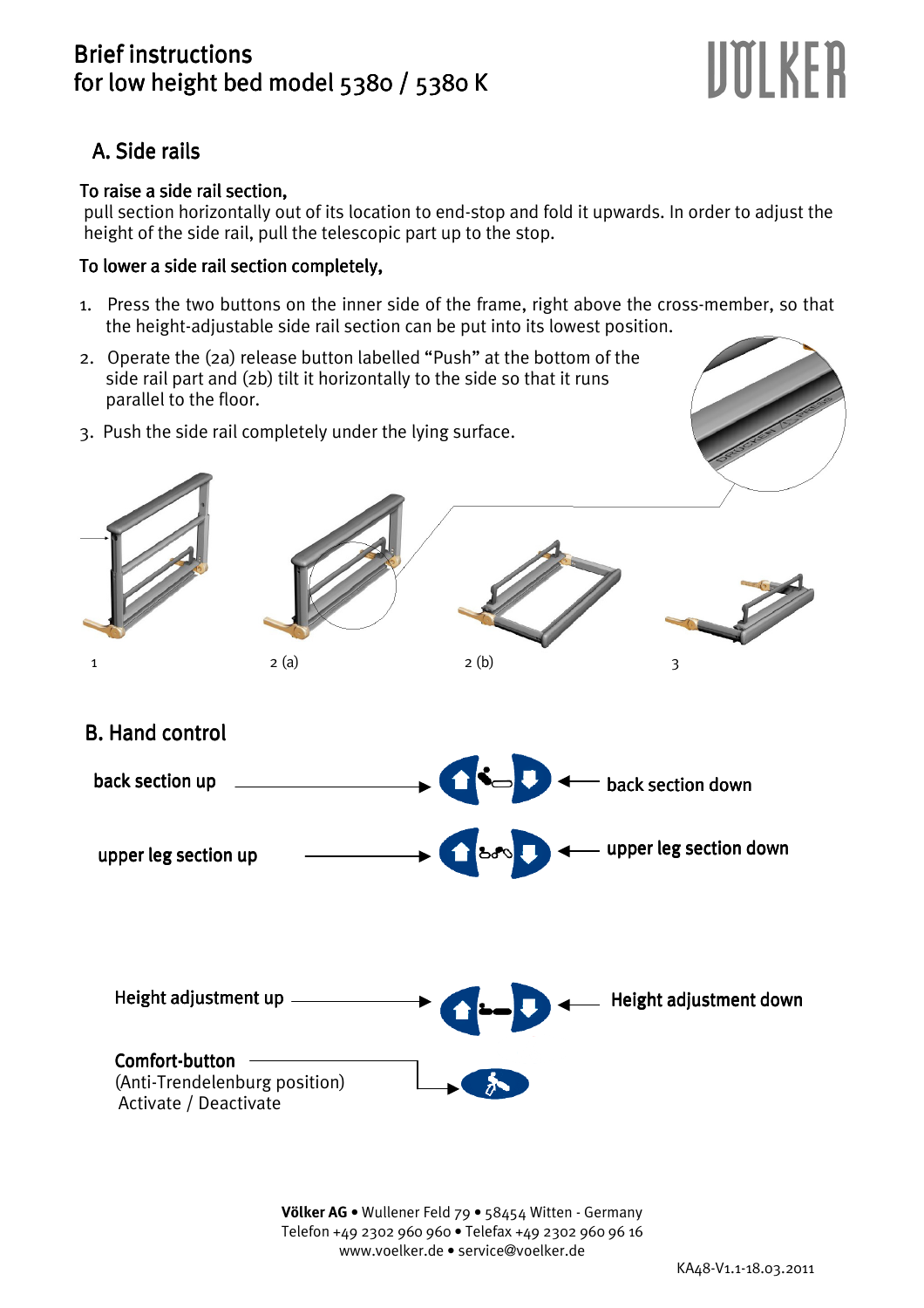# Brief instructions
# for low height bed model 5380 / 5380 K

VÖLKER

## A. Side rails

**To raise a side rail section,**
pull section horizontally out of its location to end-stop and fold it upwards. In order to adjust the height of the side rail, pull the telescopic part up to the stop.

**To lower a side rail section completely,**

1. Press the two buttons on the inner side of the frame, right above the cross-member, so that the height-adjustable side rail section can be put into its lowest position.
2. Operate the (2a) release button labelled "Push" at the bottom of the side rail part and (2b) tilt it horizontally to the side so that it runs parallel to the floor.
3. Push the side rail completely under the lying surface.

1 2 (a) 2 (b) 3

## B. Hand control

back section up → ← back section down

upper leg section up → ← upper leg section down

Height adjustment up → ← Height adjustment down

**Comfort-button**
(Anti-Trendelenburg position)
Activate / Deactivate

**Völker AG** • Wullener Feld 79 • 58454 Witten - Germany
Telefon +49 2302 960 960 • Telefax +49 2302 960 96 16
www.voelker.de • service@voelker.de

KA48-V1.1-18.03.2011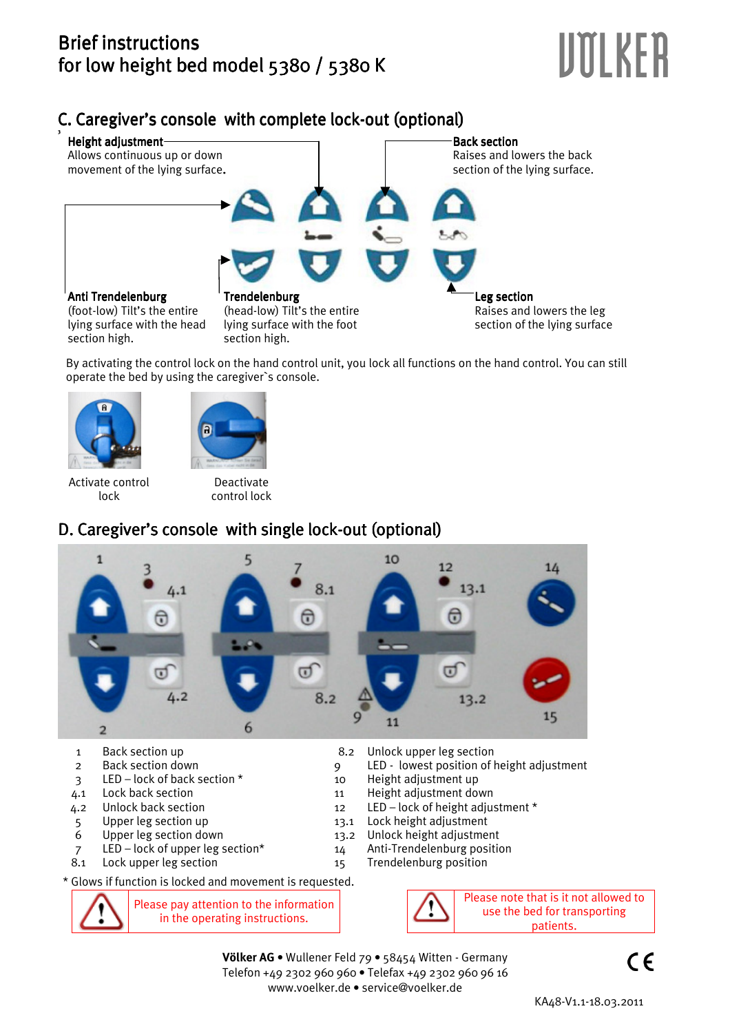# Brief instructions
# for low height bed model 5380 / 5380 K

## C. Caregiver's console with complete lock-out (optional)

**Height adjustment**
Allows continuous up or down movement of the lying surface.

**Back section**
Raises and lowers the back section of the lying surface.

**Anti Trendelenburg**
(foot-low) Tilt's the entire lying surface with the head section high.

**Trendelenburg**
(head-low) Tilt's the entire lying surface with the foot section high.

**Leg section**
Raises and lowers the leg section of the lying surface

By activating the control lock on the hand control unit, you lock all functions on the hand control. You can still operate the bed by using the caregiver`s console.

Activate control lock

Deactivate control lock

## D. Caregiver's console with single lock-out (optional)

| | | | |
|---|---|---|---|
| 1 | Back section up | 8.2 | Unlock upper leg section |
| 2 | Back section down | 9 | LED - lowest position of height adjustment |
| 3 | LED – lock of back section * | 10 | Height adjustment up |
| 4.1 | Lock back section | 11 | Height adjustment down |
| 4.2 | Unlock back section | 12 | LED – lock of height adjustment * |
| 5 | Upper leg section up | 13.1 | Lock height adjustment |
| 6 | Upper leg section down | 13.2 | Unlock height adjustment |
| 7 | LED – lock of upper leg section* | 14 | Anti-Trendelenburg position |
| 8.1 | Lock upper leg section | 15 | Trendelenburg position |

\* Glows if function is locked and movement is requested.

Please pay attention to the information in the operating instructions.

Please note that is it not allowed to use the bed for transporting patients.

**Völker AG** • Wullener Feld 79 • 58454 Witten - Germany
Telefon +49 2302 960 960 • Telefax +49 2302 960 96 16
www.voelker.de • service@voelker.de

KA48-V1.1-18.03.2011